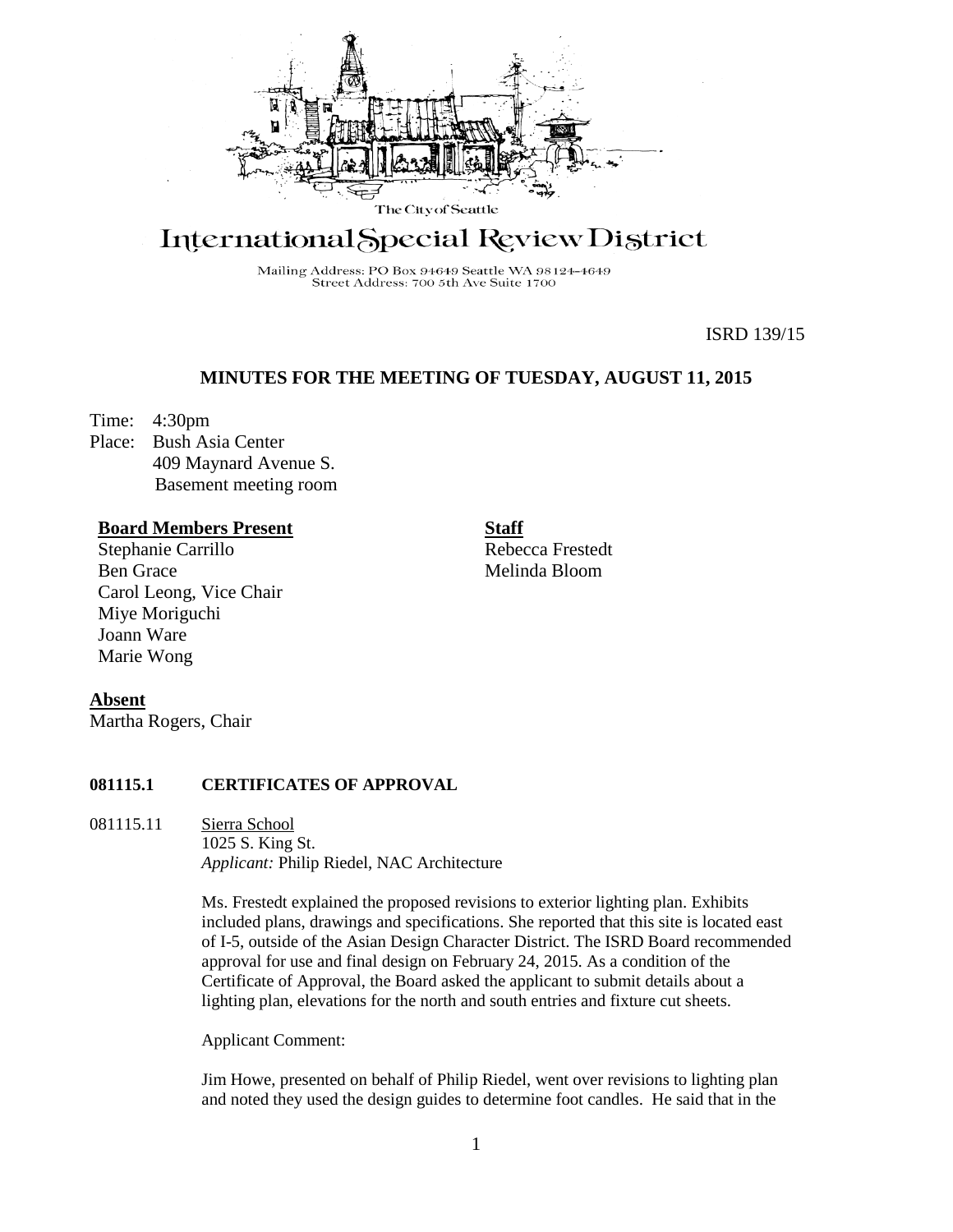The City of Seattle

# International Special Review District

Mailing Address: PO Box 94649 Seattle WA 98124-4649
Street Address: 700 5th Ave Suite 1700

ISRD 139/15

## MINUTES FOR THE MEETING OF TUESDAY, AUGUST 11, 2015

Time: 4:30pm
Place: Bush Asia Center
409 Maynard Avenue S.
Basement meeting room

**Board Members Present**
Stephanie Carrillo
Ben Grace
Carol Leong, Vice Chair
Miye Moriguchi
Joann Ware
Marie Wong

**Staff**
Rebecca Frestedt
Melinda Bloom

**Absent**
Martha Rogers, Chair

### 081115.1 CERTIFICATES OF APPROVAL

081115.11 Sierra School
1025 S. King St.
*Applicant:* Philip Riedel, NAC Architecture

Ms. Frestedt explained the proposed revisions to exterior lighting plan. Exhibits included plans, drawings and specifications. She reported that this site is located east of I-5, outside of the Asian Design Character District. The ISRD Board recommended approval for use and final design on February 24, 2015. As a condition of the Certificate of Approval, the Board asked the applicant to submit details about a lighting plan, elevations for the north and south entries and fixture cut sheets.

Applicant Comment:

Jim Howe, presented on behalf of Philip Riedel, went over revisions to lighting plan and noted they used the design guides to determine foot candles. He said that in the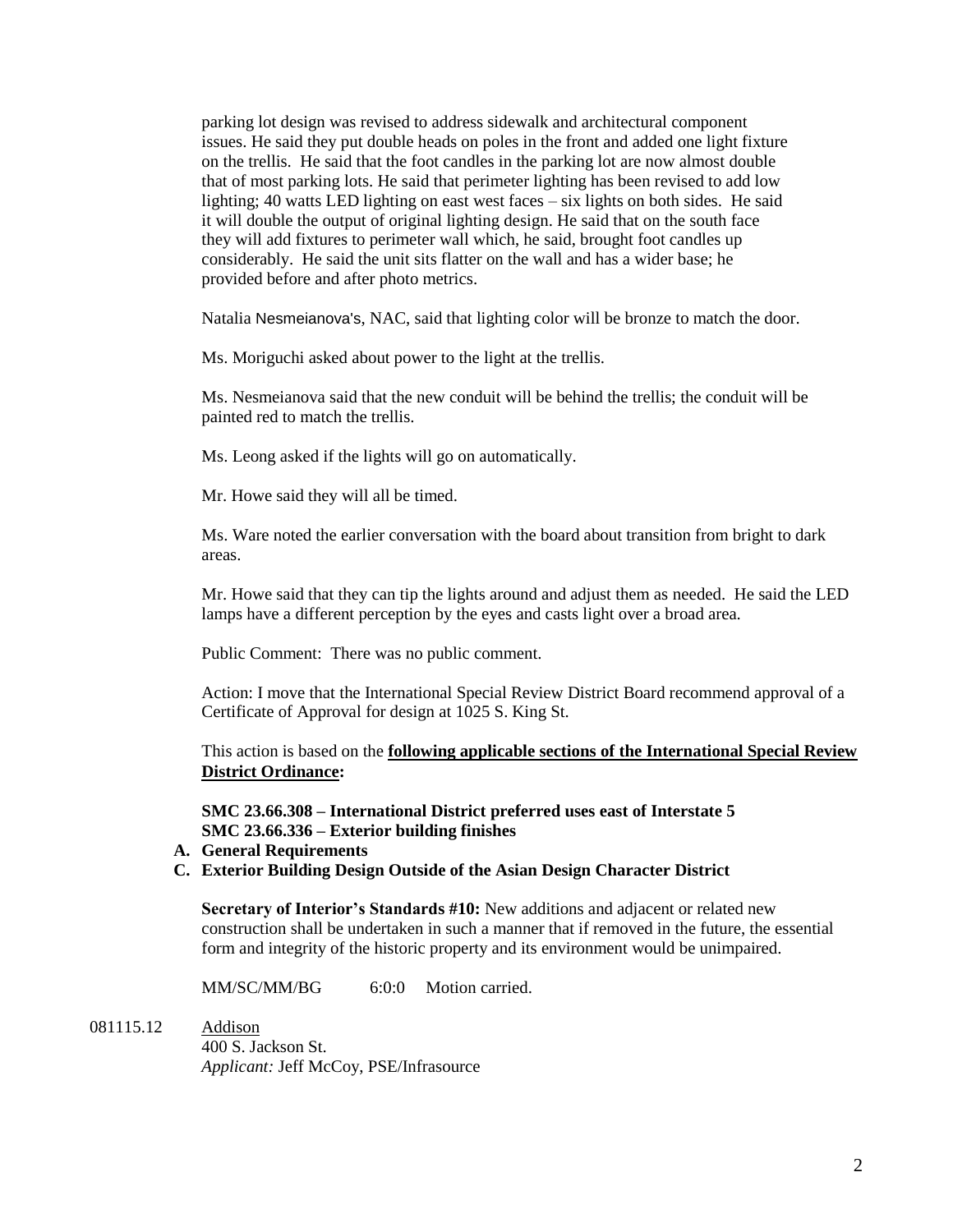parking lot design was revised to address sidewalk and architectural component issues. He said they put double heads on poles in the front and added one light fixture on the trellis. He said that the foot candles in the parking lot are now almost double that of most parking lots. He said that perimeter lighting has been revised to add low lighting; 40 watts LED lighting on east west faces – six lights on both sides. He said it will double the output of original lighting design. He said that on the south face they will add fixtures to perimeter wall which, he said, brought foot candles up considerably. He said the unit sits flatter on the wall and has a wider base; he provided before and after photo metrics.

Natalia Nesmeianova's, NAC, said that lighting color will be bronze to match the door.

Ms. Moriguchi asked about power to the light at the trellis.

Ms. Nesmeianova said that the new conduit will be behind the trellis; the conduit will be painted red to match the trellis.

Ms. Leong asked if the lights will go on automatically.

Mr. Howe said they will all be timed.

Ms. Ware noted the earlier conversation with the board about transition from bright to dark areas.

Mr. Howe said that they can tip the lights around and adjust them as needed. He said the LED lamps have a different perception by the eyes and casts light over a broad area.

Public Comment: There was no public comment.

Action: I move that the International Special Review District Board recommend approval of a Certificate of Approval for design at 1025 S. King St.

This action is based on the **following applicable sections of the International Special Review District Ordinance:**

**SMC 23.66.308 – International District preferred uses east of Interstate 5**
**SMC 23.66.336 – Exterior building finishes**

**A. General Requirements**
**C. Exterior Building Design Outside of the Asian Design Character District**

**Secretary of Interior's Standards #10:** New additions and adjacent or related new construction shall be undertaken in such a manner that if removed in the future, the essential form and integrity of the historic property and its environment would be unimpaired.

MM/SC/MM/BG 6:0:0 Motion carried.

081115.12 Addison
400 S. Jackson St.
*Applicant:* Jeff McCoy, PSE/Infrasource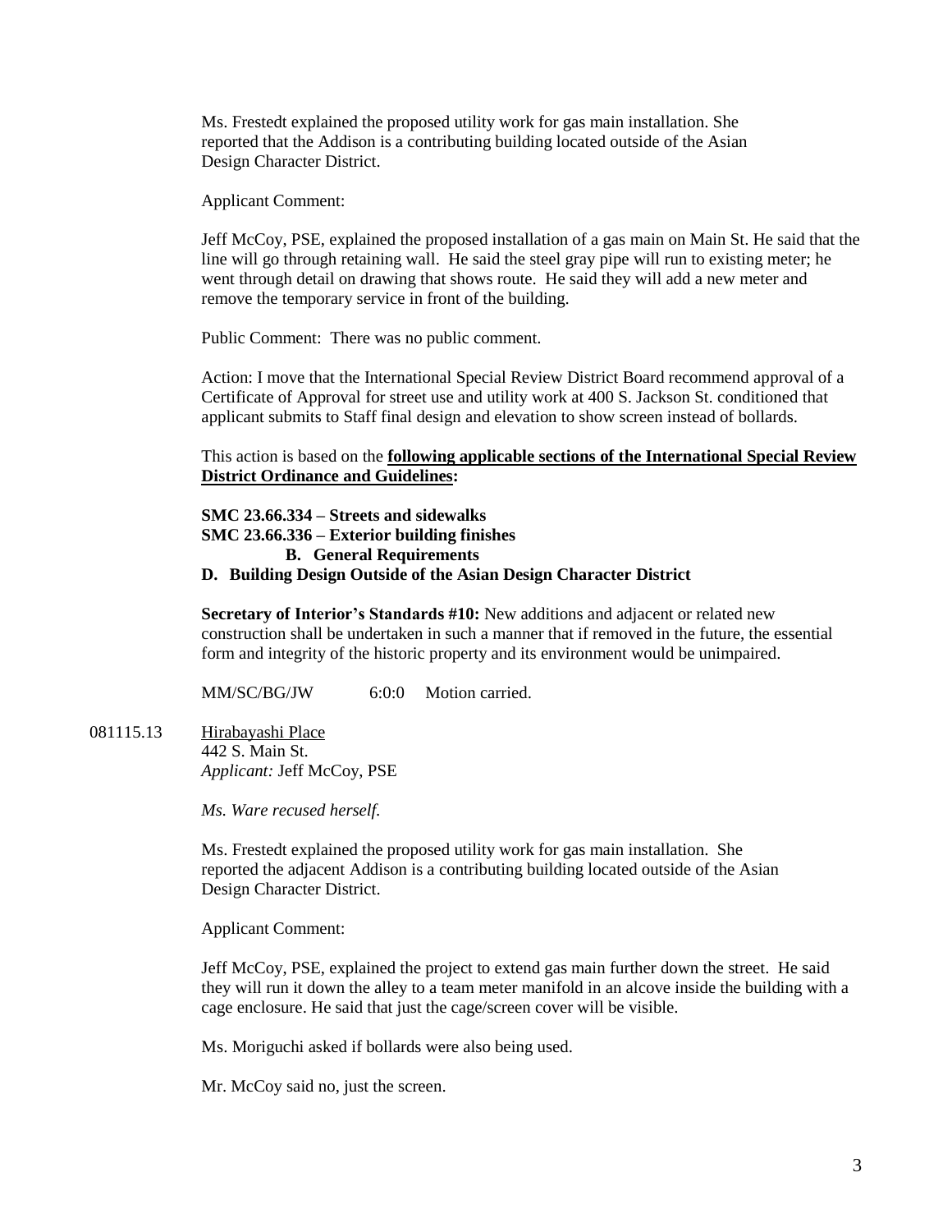Ms. Frestedt explained the proposed utility work for gas main installation. She reported that the Addison is a contributing building located outside of the Asian Design Character District.

Applicant Comment:

Jeff McCoy, PSE, explained the proposed installation of a gas main on Main St. He said that the line will go through retaining wall. He said the steel gray pipe will run to existing meter; he went through detail on drawing that shows route. He said they will add a new meter and remove the temporary service in front of the building.

Public Comment: There was no public comment.

Action: I move that the International Special Review District Board recommend approval of a Certificate of Approval for street use and utility work at 400 S. Jackson St. conditioned that applicant submits to Staff final design and elevation to show screen instead of bollards.

This action is based on the **following applicable sections of the International Special Review District Ordinance and Guidelines:**

**SMC 23.66.334 – Streets and sidewalks**
**SMC 23.66.336 – Exterior building finishes**
**B. General Requirements**
**D. Building Design Outside of the Asian Design Character District**

**Secretary of Interior's Standards #10:** New additions and adjacent or related new construction shall be undertaken in such a manner that if removed in the future, the essential form and integrity of the historic property and its environment would be unimpaired.

MM/SC/BG/JW 6:0:0 Motion carried.

081115.13 Hirabayashi Place
442 S. Main St.
*Applicant:* Jeff McCoy, PSE

*Ms. Ware recused herself.*

Ms. Frestedt explained the proposed utility work for gas main installation. She reported the adjacent Addison is a contributing building located outside of the Asian Design Character District.

Applicant Comment:

Jeff McCoy, PSE, explained the project to extend gas main further down the street. He said they will run it down the alley to a team meter manifold in an alcove inside the building with a cage enclosure. He said that just the cage/screen cover will be visible.

Ms. Moriguchi asked if bollards were also being used.

Mr. McCoy said no, just the screen.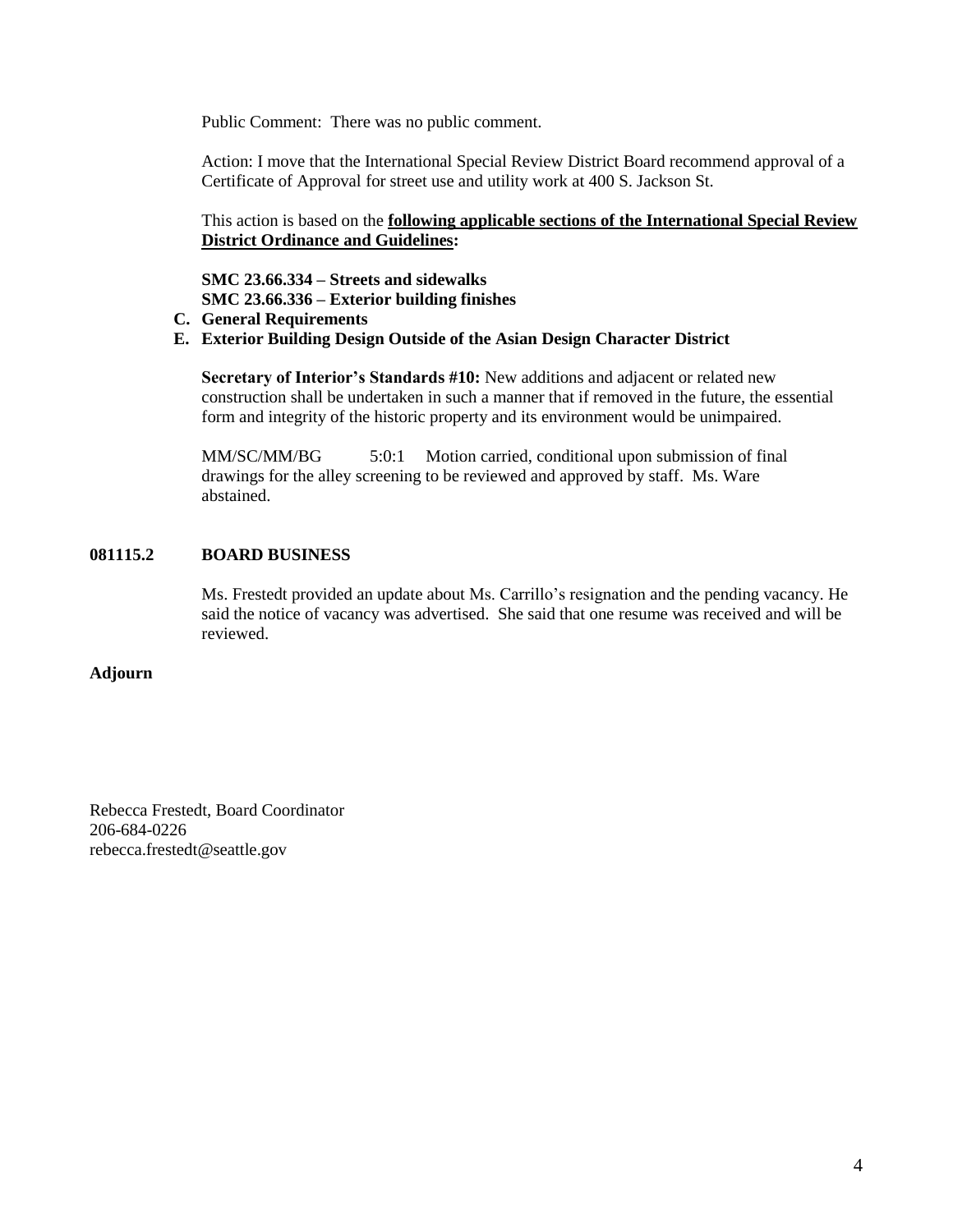Public Comment: There was no public comment.

Action: I move that the International Special Review District Board recommend approval of a Certificate of Approval for street use and utility work at 400 S. Jackson St.

This action is based on the **following applicable sections of the International Special Review District Ordinance and Guidelines:**

**SMC 23.66.334 – Streets and sidewalks**
**SMC 23.66.336 – Exterior building finishes**

**C. General Requirements**
**E. Exterior Building Design Outside of the Asian Design Character District**

**Secretary of Interior's Standards #10:** New additions and adjacent or related new construction shall be undertaken in such a manner that if removed in the future, the essential form and integrity of the historic property and its environment would be unimpaired.

MM/SC/MM/BG 5:0:1 Motion carried, conditional upon submission of final drawings for the alley screening to be reviewed and approved by staff. Ms. Ware abstained.

**081115.2 BOARD BUSINESS**

Ms. Frestedt provided an update about Ms. Carrillo's resignation and the pending vacancy. He said the notice of vacancy was advertised. She said that one resume was received and will be reviewed.

**Adjourn**

Rebecca Frestedt, Board Coordinator
206-684-0226
rebecca.frestedt@seattle.gov